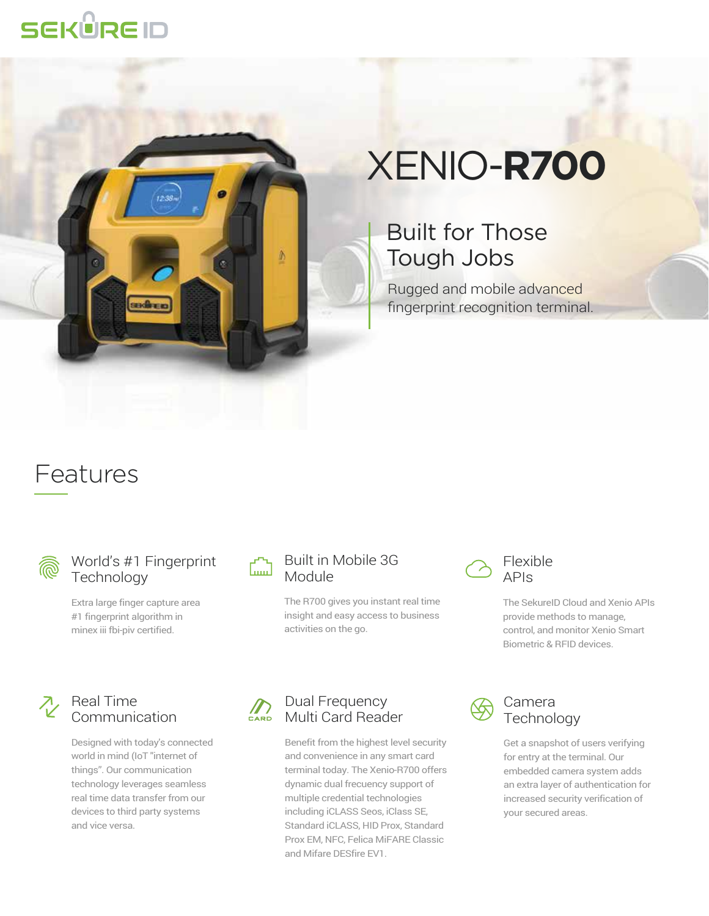SEKUREID

# XENIO-**R700**

## Built for Those Tough Jobs

Rugged and mobile advanced fingerprint recognition terminal.

## Features

### World's #1 Fingerprint Technology

Extra large finger capture area #1 fingerprint algorithm in minex iii fbi-piv certified.

### Built in Mobile 3G Module

The R700 gives you instant real time insight and easy access to business activities on the go.

### Flexible APIs

The SekureID Cloud and Xenio APIs provide methods to manage, control, and monitor Xenio Smart Biometric & RFID devices.

### Real Time Communication

Designed with today's connected world in mind (IoT "internet of things". Our communication technology leverages seamless real time data transfer from our devices to third party systems and vice versa.

### Dual Frequency Multi Card Reader

Benefit from the highest level security and convenience in any smart card terminal today. The Xenio-R700 offers dynamic dual frecuency support of multiple credential technologies including iCLASS Seos, iClass SE, Standard iCLASS, HID Prox, Standard Prox EM, NFC, Felica MiFARE Classic and Mifare DESfire EV1.

### Camera Technology

Get a snapshot of users verifying for entry at the terminal. Our embedded camera system adds an extra layer of authentication for increased security verification of your secured areas.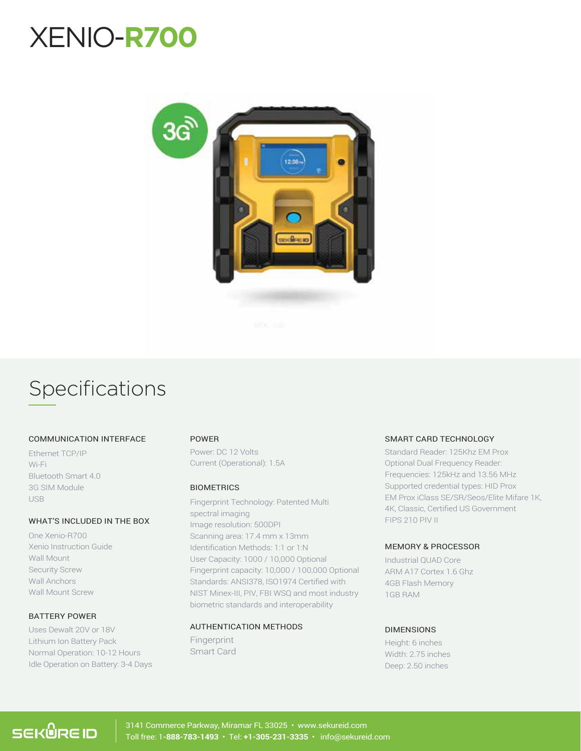# XENIO-**R700**

## Specifications

### COMMUNICATION INTERFACE

Ethernet TCP/IP
Wi-Fi
Bluetooth Smart 4.0
3G SIM Module
USB

### WHAT'S INCLUDED IN THE BOX

One Xenio-R700
Xenio Instruction Guide
Wall Mount
Security Screw
Wall Anchors
Wall Mount Screw

### BATTERY POWER

Uses Dewalt 20V or 18V Lithium Ion Battery Pack
Normal Operation: 10-12 Hours
Idle Operation on Battery: 3-4 Days

### POWER

Power: DC 12 Volts
Current (Operational): 1.5A

### BIOMETRICS

Fingerprint Technology: Patented Multi spectral imaging
Image resolution: 500DPI
Scanning area: 17.4 mm x 13mm
Identification Methods: 1:1 or 1:N
User Capacity: 1000 / 10,000 Optional
Fingerprint capacity: 10,000 / 100,000 Optional
Standards: ANSI378, ISO1974 Certified with NIST Minex-III, PIV, FBI WSQ and most industry biometric standards and interoperability

### AUTHENTICATION METHODS

Fingerprint
Smart Card

### SMART CARD TECHNOLOGY

Standard Reader: 125Khz EM Prox
Optional Dual Frequency Reader:
Frequencies: 125kHz and 13.56 MHz
Supported credential types: HID Prox
EM Prox iClass SE/SR/Seos/Elite Mifare 1K, 4K, Classic, Certified US Government FIPS 210 PIV II

### MEMORY & PROCESSOR

Industrial QUAD Core
ARM A17 Cortex 1.6 Ghz
4GB Flash Memory
1GB RAM

### DIMENSIONS

Height: 6 inches
Width: 2.75 inches
Deep: 2.50 inches

SEKUREID
3141 Commerce Parkway, Miramar FL 33025 • www.sekureid.com
Toll free: 1-**888-783-1493** • Tel: **+1-305-231-3335** • info@sekureid.com